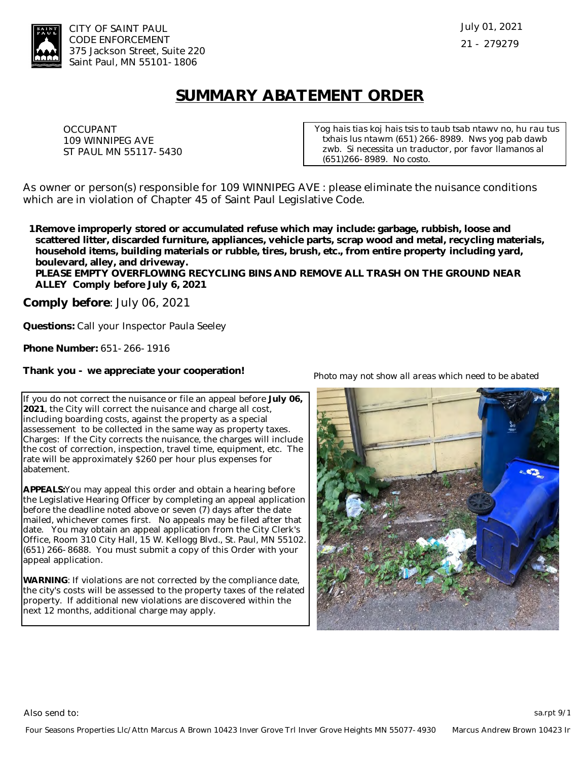CITY OF SAINT PAUL
CODE ENFORCEMENT
375 Jackson Street, Suite 220
Saint Paul, MN 55101-1806

July 01, 2021

21 - 279279

# SUMMARY ABATEMENT ORDER

OCCUPANT
109 WINNIPEG AVE
ST PAUL MN 55117-5430

Yog hais tias koj hais tsis to taub tsab ntawv no, hu rau tus txhais lus ntawm (651) 266-8989. Nws yog pab dawb zwb. Si necessita un traductor, por favor llamanos al (651)266-8989. No costo.

As owner or person(s) responsible for 109 WINNIPEG AVE : please eliminate the nuisance conditions which are in violation of Chapter 45 of Saint Paul Legislative Code.

1. **Remove improperly stored or accumulated refuse which may include: garbage, rubbish, loose and scattered litter, discarded furniture, appliances, vehicle parts, scrap wood and metal, recycling materials, household items, building materials or rubble, tires, brush, etc., from entire property including yard, boulevard, alley, and driveway.**
   **PLEASE EMPTY OVERFLOWING RECYCLING BINS AND REMOVE ALL TRASH ON THE GROUND NEAR ALLEY Comply before July 6, 2021**

**Comply before**: July 06, 2021

**Questions:** Call your Inspector Paula Seeley

**Phone Number:** 651-266-1916

**Thank you - we appreciate your cooperation!**

*Photo may not show all areas which need to be abated*

If you do not correct the nuisance or file an appeal before **July 06, 2021**, the City will correct the nuisance and charge all cost, including boarding costs, against the property as a special assessement to be collected in the same way as property taxes. Charges: If the City corrects the nuisance, the charges will include the cost of correction, inspection, travel time, equipment, etc. The rate will be approximately $260 per hour plus expenses for abatement.

**APPEALS:** You may appeal this order and obtain a hearing before the Legislative Hearing Officer by completing an appeal application before the deadline noted above or seven (7) days after the date mailed, whichever comes first. No appeals may be filed after that date. You may obtain an appeal application from the City Clerk's Office, Room 310 City Hall, 15 W. Kellogg Blvd., St. Paul, MN 55102. (651) 266-8688. You must submit a copy of this Order with your appeal application.

**WARNING**: If violations are not corrected by the compliance date, the city's costs will be assessed to the property taxes of the related property. If additional new violations are discovered within the next 12 months, additional charge may apply.

Also send to:

Four Seasons Properties Llc/Attn Marcus A Brown 10423 Inver Grove Trl Inver Grove Heights MN 55077-4930 Marcus Andrew Brown 10423 Ir

sa.rpt 9/1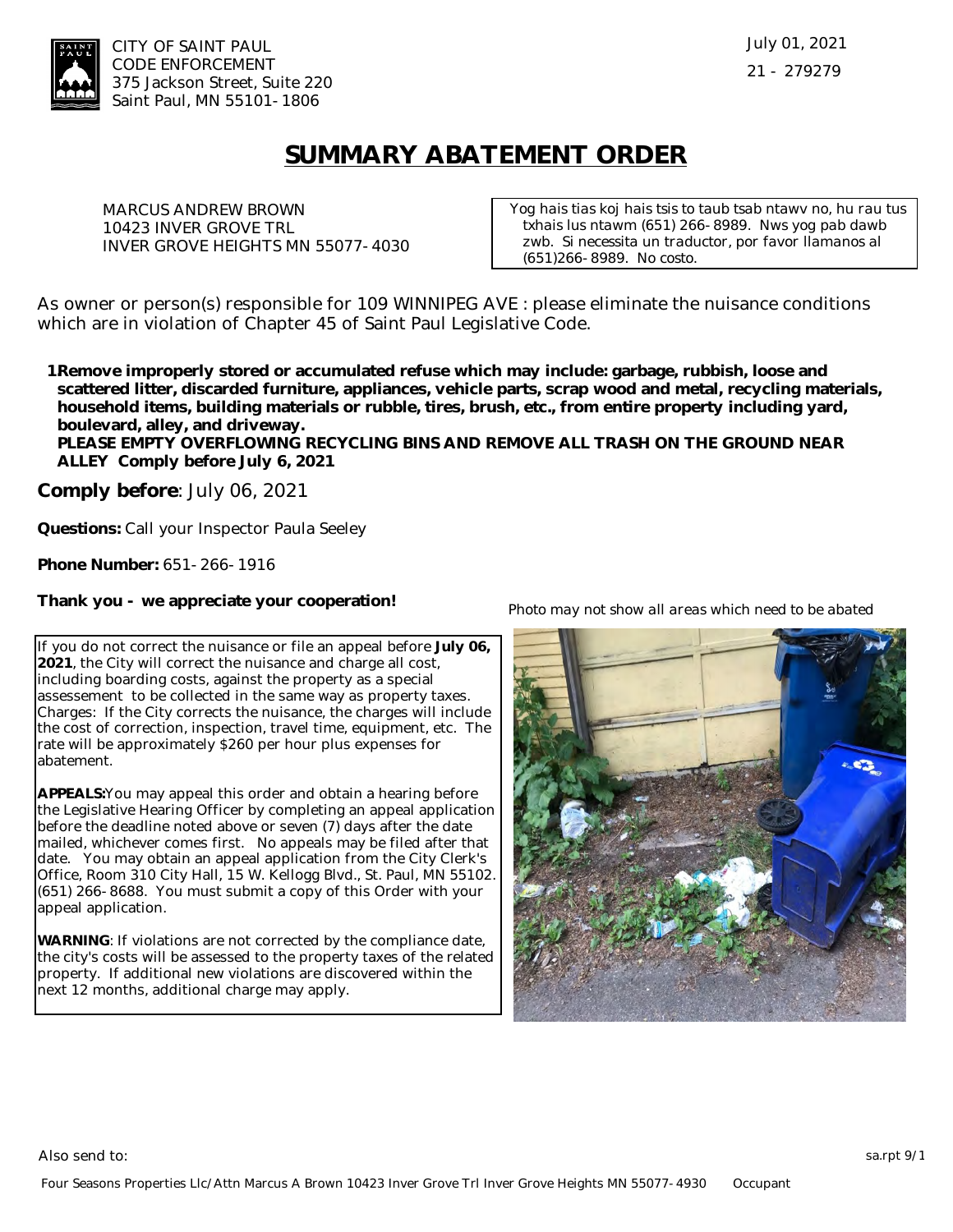CITY OF SAINT PAUL
CODE ENFORCEMENT
375 Jackson Street, Suite 220
Saint Paul, MN 55101-1806

July 01, 2021

21 - 279279

# SUMMARY ABATEMENT ORDER

MARCUS ANDREW BROWN
10423 INVER GROVE TRL
INVER GROVE HEIGHTS MN 55077-4030

Yog hais tias koj hais tsis to taub tsab ntawv no, hu rau tus txhais lus ntawm (651) 266-8989. Nws yog pab dawb zwb. Si necessita un traductor, por favor llamanos al (651)266-8989. No costo.

As owner or person(s) responsible for 109 WINNIPEG AVE : please eliminate the nuisance conditions which are in violation of Chapter 45 of Saint Paul Legislative Code.

1. **Remove improperly stored or accumulated refuse which may include: garbage, rubbish, loose and scattered litter, discarded furniture, appliances, vehicle parts, scrap wood and metal, recycling materials, household items, building materials or rubble, tires, brush, etc., from entire property including yard, boulevard, alley, and driveway.**
   **PLEASE EMPTY OVERFLOWING RECYCLING BINS AND REMOVE ALL TRASH ON THE GROUND NEAR ALLEY Comply before July 6, 2021**

**Comply before**: July 06, 2021

**Questions:** Call your Inspector Paula Seeley

**Phone Number:** 651-266-1916

**Thank you - we appreciate your cooperation!**

*Photo may not show all areas which need to be abated*

If you do not correct the nuisance or file an appeal before **July 06, 2021**, the City will correct the nuisance and charge all cost, including boarding costs, against the property as a special assessement to be collected in the same way as property taxes. Charges: If the City corrects the nuisance, the charges will include the cost of correction, inspection, travel time, equipment, etc. The rate will be approximately $260 per hour plus expenses for abatement.

**APPEALS:** You may appeal this order and obtain a hearing before the Legislative Hearing Officer by completing an appeal application before the deadline noted above or seven (7) days after the date mailed, whichever comes first. No appeals may be filed after that date. You may obtain an appeal application from the City Clerk's Office, Room 310 City Hall, 15 W. Kellogg Blvd., St. Paul, MN 55102. (651) 266-8688. You must submit a copy of this Order with your appeal application.

**WARNING**: If violations are not corrected by the compliance date, the city's costs will be assessed to the property taxes of the related property. If additional new violations are discovered within the next 12 months, additional charge may apply.

Also send to:

Four Seasons Properties Llc/Attn Marcus A Brown 10423 Inver Grove Trl Inver Grove Heights MN 55077-4930 Occupant

sa.rpt 9/1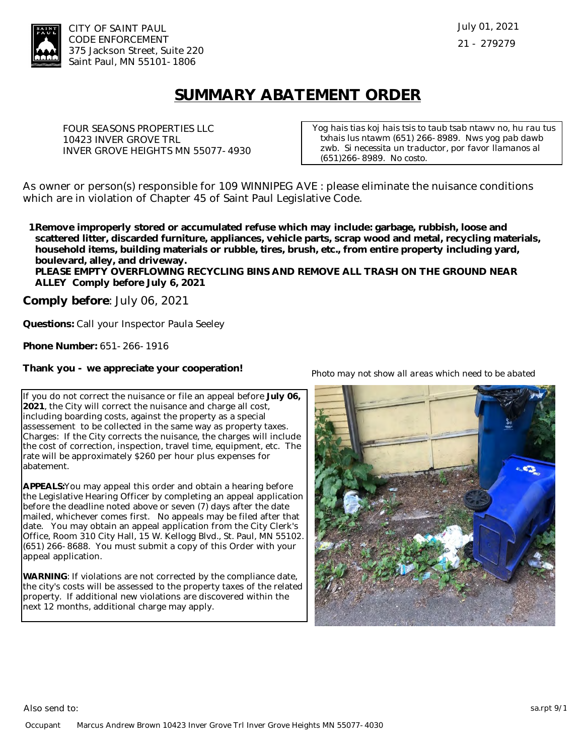CITY OF SAINT PAUL
CODE ENFORCEMENT
375 Jackson Street, Suite 220
Saint Paul, MN 55101-1806

July 01, 2021

21 - 279279

# SUMMARY ABATEMENT ORDER

FOUR SEASONS PROPERTIES LLC
10423 INVER GROVE TRL
INVER GROVE HEIGHTS MN 55077-4930

*Yog hais tias koj hais tsis to taub tsab ntawv no, hu rau tus txhais lus ntawm (651) 266-8989. Nws yog pab dawb zwb. Si necessita un traductor, por favor llamanos al (651)266-8989. No costo.*

As owner or person(s) responsible for 109 WINNIPEG AVE : please eliminate the nuisance conditions which are in violation of Chapter 45 of Saint Paul Legislative Code.

1. **Remove improperly stored or accumulated refuse which may include: garbage, rubbish, loose and scattered litter, discarded furniture, appliances, vehicle parts, scrap wood and metal, recycling materials, household items, building materials or rubble, tires, brush, etc., from entire property including yard, boulevard, alley, and driveway.**
   **PLEASE EMPTY OVERFLOWING RECYCLING BINS AND REMOVE ALL TRASH ON THE GROUND NEAR ALLEY Comply before July 6, 2021**

**Comply before**: July 06, 2021

**Questions:** Call your Inspector Paula Seeley

**Phone Number:** 651-266-1916

**Thank you - we appreciate your cooperation!**

*Photo may not show all areas which need to be abated*

If you do not correct the nuisance or file an appeal before **July 06, 2021**, the City will correct the nuisance and charge all cost, including boarding costs, against the property as a special assessement to be collected in the same way as property taxes. Charges: If the City corrects the nuisance, the charges will include the cost of correction, inspection, travel time, equipment, etc. The rate will be approximately $260 per hour plus expenses for abatement.

**APPEALS:** You may appeal this order and obtain a hearing before the Legislative Hearing Officer by completing an appeal application before the deadline noted above or seven (7) days after the date mailed, whichever comes first. No appeals may be filed after that date. You may obtain an appeal application from the City Clerk's Office, Room 310 City Hall, 15 W. Kellogg Blvd., St. Paul, MN 55102. (651) 266-8688. You must submit a copy of this Order with your appeal application.

**WARNING**: If violations are not corrected by the compliance date, the city's costs will be assessed to the property taxes of the related property. If additional new violations are discovered within the next 12 months, additional charge may apply.

Also send to:

Occupant Marcus Andrew Brown 10423 Inver Grove Trl Inver Grove Heights MN 55077-4030